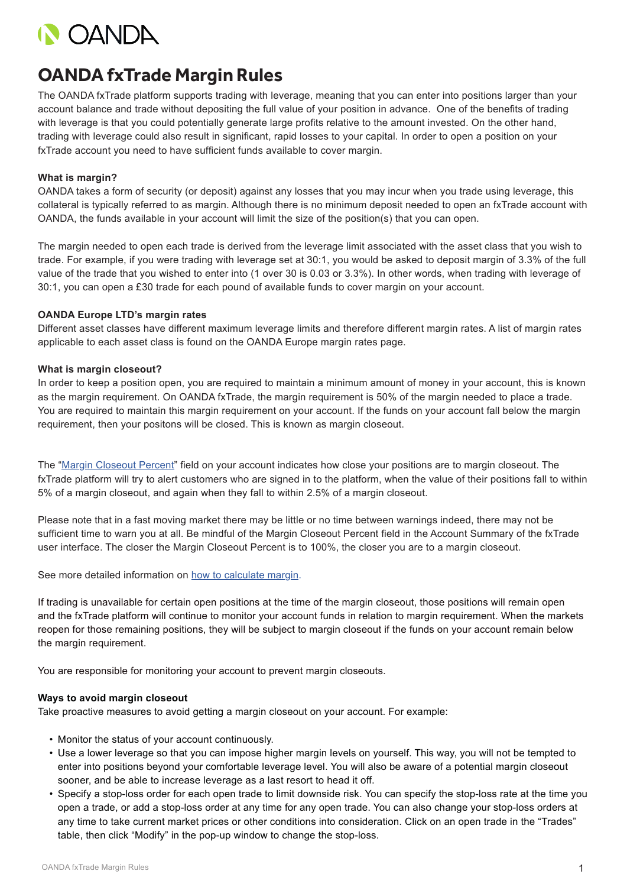# OANDA fxTrade Margin Rules

The OANDA fxTrade platform supports trading with leverage, meaning that you can enter into positions larger than your account balance and trade without depositing the full value of your position in advance. One of the benefits of trading with leverage is that you could potentially generate large profits relative to the amount invested. On the other hand, trading with leverage could also result in significant, rapid losses to your capital. In order to open a position on your fxTrade account you need to have sufficient funds available to cover margin.

**What is margin?**

OANDA takes a form of security (or deposit) against any losses that you may incur when you trade using leverage, this collateral is typically referred to as margin. Although there is no minimum deposit needed to open an fxTrade account with OANDA, the funds available in your account will limit the size of the position(s) that you can open.

The margin needed to open each trade is derived from the leverage limit associated with the asset class that you wish to trade. For example, if you were trading with leverage set at 30:1, you would be asked to deposit margin of 3.3% of the full value of the trade that you wished to enter into (1 over 30 is 0.03 or 3.3%). In other words, when trading with leverage of 30:1, you can open a £30 trade for each pound of available funds to cover margin on your account.

**OANDA Europe LTD's margin rates**

Different asset classes have different maximum leverage limits and therefore different margin rates. A list of margin rates applicable to each asset class is found on the OANDA Europe margin rates page.

**What is margin closeout?**

In order to keep a position open, you are required to maintain a minimum amount of money in your account, this is known as the margin requirement. On OANDA fxTrade, the margin requirement is 50% of the margin needed to place a trade. You are required to maintain this margin requirement on your account. If the funds on your account fall below the margin requirement, then your positons will be closed. This is known as margin closeout.

The "[Margin Closeout Percent]" field on your account indicates how close your positions are to margin closeout. The fxTrade platform will try to alert customers who are signed in to the platform, when the value of their positions fall to within 5% of a margin closeout, and again when they fall to within 2.5% of a margin closeout.

Please note that in a fast moving market there may be little or no time between warnings indeed, there may not be sufficient time to warn you at all. Be mindful of the Margin Closeout Percent field in the Account Summary of the fxTrade user interface. The closer the Margin Closeout Percent is to 100%, the closer you are to a margin closeout.

See more detailed information on [how to calculate margin].

If trading is unavailable for certain open positions at the time of the margin closeout, those positions will remain open and the fxTrade platform will continue to monitor your account funds in relation to margin requirement. When the markets reopen for those remaining positions, they will be subject to margin closeout if the funds on your account remain below the margin requirement.

You are responsible for monitoring your account to prevent margin closeouts.

**Ways to avoid margin closeout**

Take proactive measures to avoid getting a margin closeout on your account. For example:

- Monitor the status of your account continuously.
- Use a lower leverage so that you can impose higher margin levels on yourself. This way, you will not be tempted to enter into positions beyond your comfortable leverage level. You will also be aware of a potential margin closeout sooner, and be able to increase leverage as a last resort to head it off.
- Specify a stop-loss order for each open trade to limit downside risk. You can specify the stop-loss rate at the time you open a trade, or add a stop-loss order at any time for any open trade. You can also change your stop-loss orders at any time to take current market prices or other conditions into consideration. Click on an open trade in the "Trades" table, then click "Modify" in the pop-up window to change the stop-loss.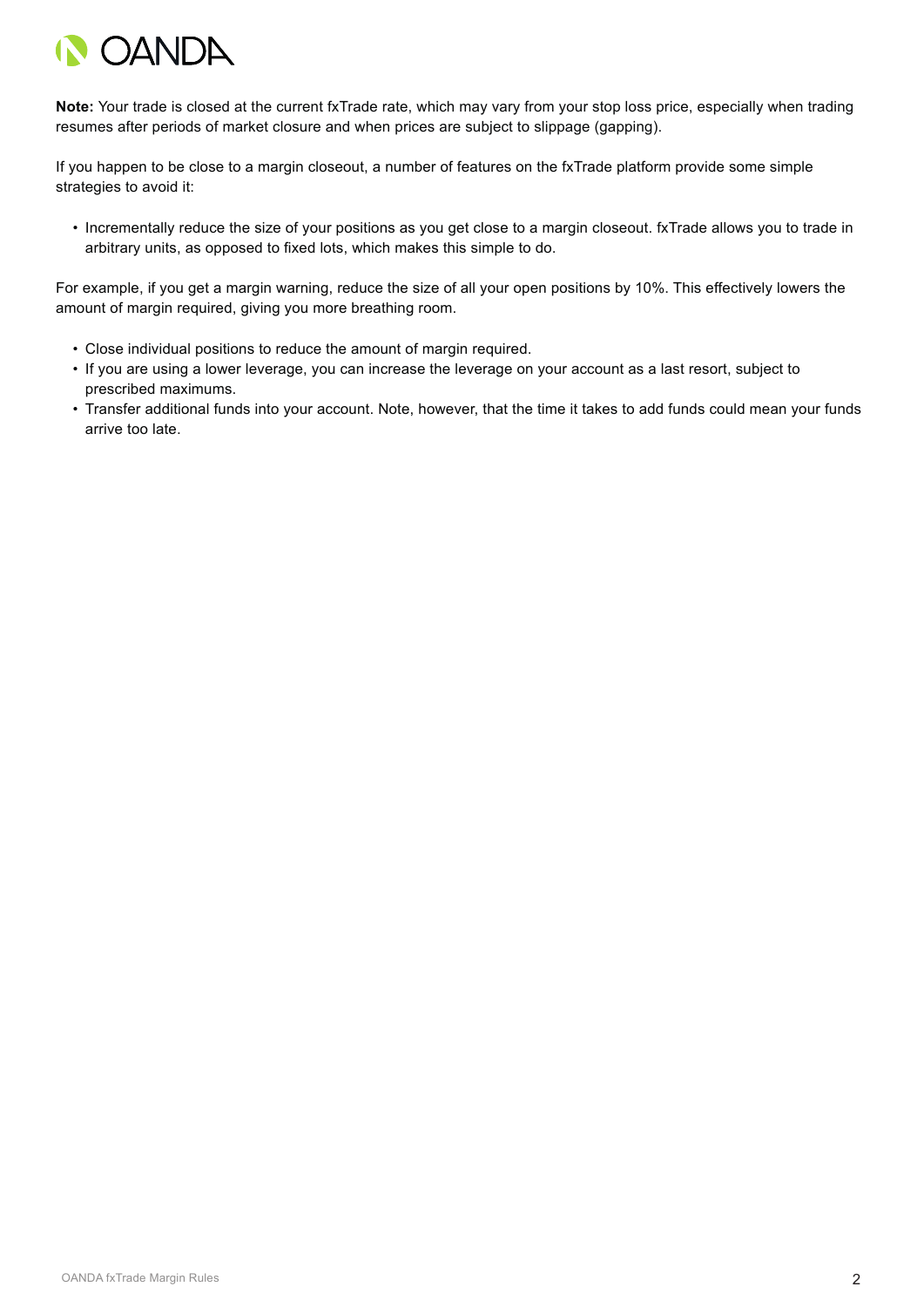**Note:** Your trade is closed at the current fxTrade rate, which may vary from your stop loss price, especially when trading resumes after periods of market closure and when prices are subject to slippage (gapping).

If you happen to be close to a margin closeout, a number of features on the fxTrade platform provide some simple strategies to avoid it:

- Incrementally reduce the size of your positions as you get close to a margin closeout. fxTrade allows you to trade in arbitrary units, as opposed to fixed lots, which makes this simple to do.

For example, if you get a margin warning, reduce the size of all your open positions by 10%. This effectively lowers the amount of margin required, giving you more breathing room.

- Close individual positions to reduce the amount of margin required.
- If you are using a lower leverage, you can increase the leverage on your account as a last resort, subject to prescribed maximums.
- Transfer additional funds into your account. Note, however, that the time it takes to add funds could mean your funds arrive too late.